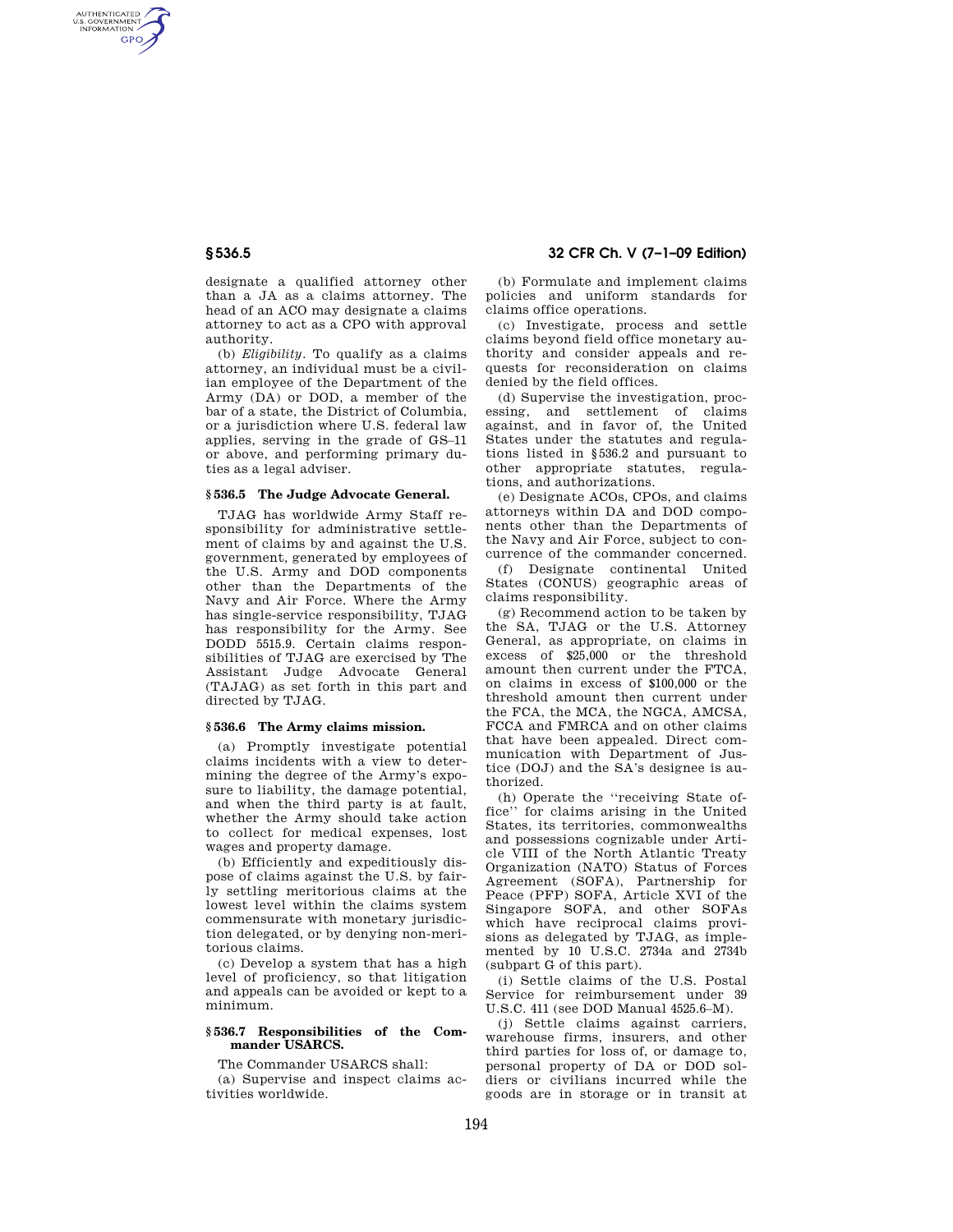designate a qualified attorney other than a JA as a claims attorney. The head of an ACO may designate a claims attorney to act as a CPO with approval authority.

(b) *Eligibility*. To qualify as a claims attorney, an individual must be a civilian employee of the Department of the Army (DA) or DOD, a member of the bar of a state, the District of Columbia, or a jurisdiction where U.S. federal law applies, serving in the grade of GS–11 or above, and performing primary duties as a legal adviser.

### § 536.5 The Judge Advocate General.

TJAG has worldwide Army Staff responsibility for administrative settlement of claims by and against the U.S. government, generated by employees of the U.S. Army and DOD components other than the Departments of the Navy and Air Force. Where the Army has single-service responsibility, TJAG has responsibility for the Army. See DODD 5515.9. Certain claims responsibilities of TJAG are exercised by The Assistant Judge Advocate General (TAJAG) as set forth in this part and directed by TJAG.

### § 536.6 The Army claims mission.

(a) Promptly investigate potential claims incidents with a view to determining the degree of the Army's exposure to liability, the damage potential, and when the third party is at fault, whether the Army should take action to collect for medical expenses, lost wages and property damage.

(b) Efficiently and expeditiously dispose of claims against the U.S. by fairly settling meritorious claims at the lowest level within the claims system commensurate with monetary jurisdiction delegated, or by denying non-meritorious claims.

(c) Develop a system that has a high level of proficiency, so that litigation and appeals can be avoided or kept to a minimum.

### § 536.7 Responsibilities of the Commander USARCS.

The Commander USARCS shall:

(a) Supervise and inspect claims activities worldwide.

(b) Formulate and implement claims policies and uniform standards for claims office operations.

(c) Investigate, process and settle claims beyond field office monetary authority and consider appeals and requests for reconsideration on claims denied by the field offices.

(d) Supervise the investigation, processing, and settlement of claims against, and in favor of, the United States under the statutes and regulations listed in §536.2 and pursuant to other appropriate statutes, regulations, and authorizations.

(e) Designate ACOs, CPOs, and claims attorneys within DA and DOD components other than the Departments of the Navy and Air Force, subject to concurrence of the commander concerned.

(f) Designate continental United States (CONUS) geographic areas of claims responsibility.

(g) Recommend action to be taken by the SA, TJAG or the U.S. Attorney General, as appropriate, on claims in excess of $25,000 or the threshold amount then current under the FTCA, on claims in excess of $100,000 or the threshold amount then current under the FCA, the MCA, the NGCA, AMCSA, FCCA and FMRCA and on other claims that have been appealed. Direct communication with Department of Justice (DOJ) and the SA's designee is authorized.

(h) Operate the ''receiving State office'' for claims arising in the United States, its territories, commonwealths and possessions cognizable under Article VIII of the North Atlantic Treaty Organization (NATO) Status of Forces Agreement (SOFA), Partnership for Peace (PFP) SOFA, Article XVI of the Singapore SOFA, and other SOFAs which have reciprocal claims provisions as delegated by TJAG, as implemented by 10 U.S.C. 2734a and 2734b (subpart G of this part).

(i) Settle claims of the U.S. Postal Service for reimbursement under 39 U.S.C. 411 (see DOD Manual 4525.6–M).

(j) Settle claims against carriers, warehouse firms, insurers, and other third parties for loss of, or damage to, personal property of DA or DOD soldiers or civilians incurred while the goods are in storage or in transit at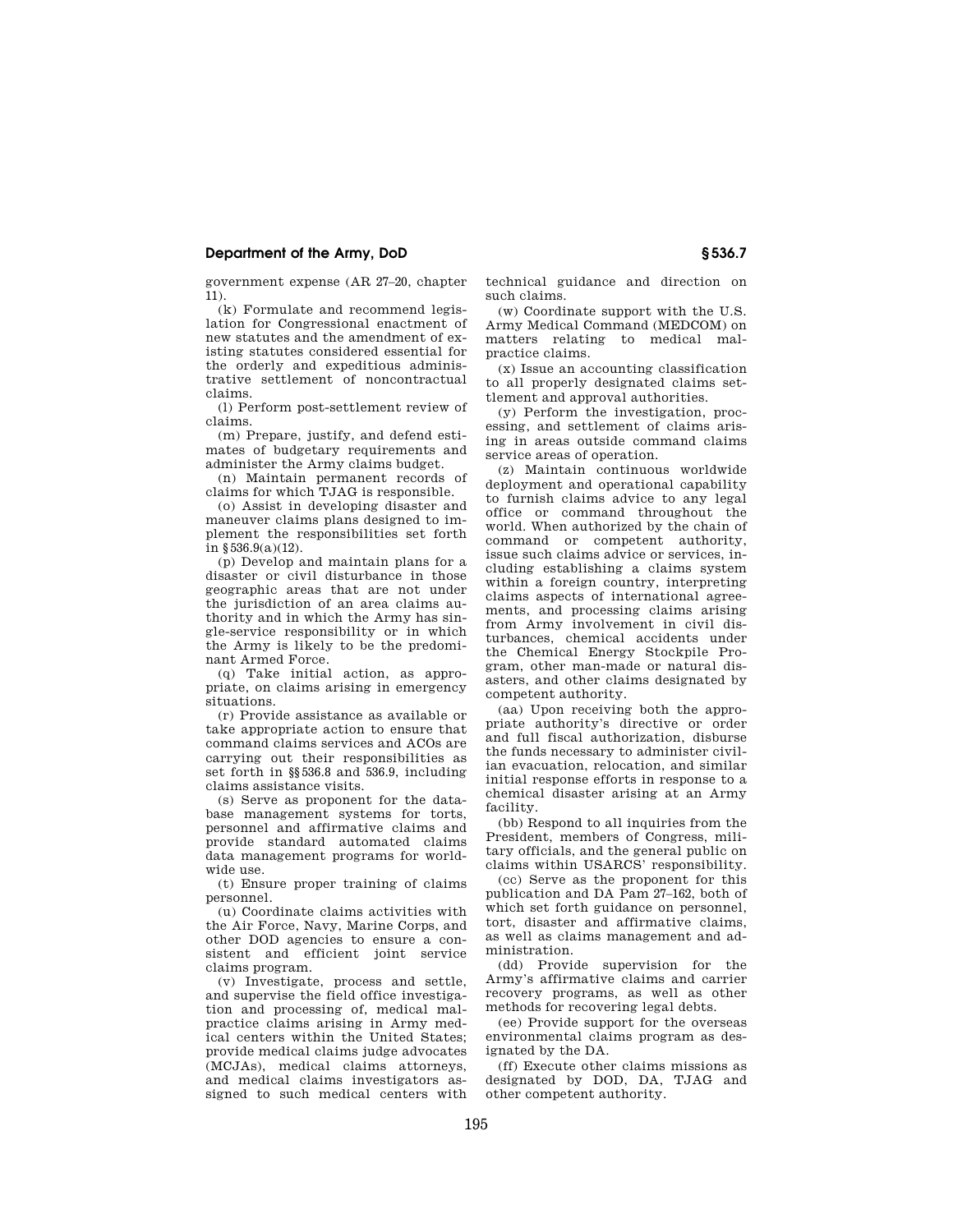government expense (AR 27–20, chapter 11).

(k) Formulate and recommend legislation for Congressional enactment of new statutes and the amendment of existing statutes considered essential for the orderly and expeditious administrative settlement of noncontractual claims.

(l) Perform post-settlement review of claims.

(m) Prepare, justify, and defend estimates of budgetary requirements and administer the Army claims budget.

(n) Maintain permanent records of claims for which TJAG is responsible.

(o) Assist in developing disaster and maneuver claims plans designed to implement the responsibilities set forth in §536.9(a)(12).

(p) Develop and maintain plans for a disaster or civil disturbance in those geographic areas that are not under the jurisdiction of an area claims authority and in which the Army has single-service responsibility or in which the Army is likely to be the predominant Armed Force.

(q) Take initial action, as appropriate, on claims arising in emergency situations.

(r) Provide assistance as available or take appropriate action to ensure that command claims services and ACOs are carrying out their responsibilities as set forth in §§536.8 and 536.9, including claims assistance visits.

(s) Serve as proponent for the database management systems for torts, personnel and affirmative claims and provide standard automated claims data management programs for worldwide use.

(t) Ensure proper training of claims personnel.

(u) Coordinate claims activities with the Air Force, Navy, Marine Corps, and other DOD agencies to ensure a consistent and efficient joint service claims program.

(v) Investigate, process and settle, and supervise the field office investigation and processing of, medical malpractice claims arising in Army medical centers within the United States; provide medical claims judge advocates (MCJAs), medical claims attorneys, and medical claims investigators assigned to such medical centers with technical guidance and direction on such claims.

(w) Coordinate support with the U.S. Army Medical Command (MEDCOM) on matters relating to medical malpractice claims.

(x) Issue an accounting classification to all properly designated claims settlement and approval authorities.

(y) Perform the investigation, processing, and settlement of claims arising in areas outside command claims service areas of operation.

(z) Maintain continuous worldwide deployment and operational capability to furnish claims advice to any legal office or command throughout the world. When authorized by the chain of command or competent authority, issue such claims advice or services, including establishing a claims system within a foreign country, interpreting claims aspects of international agreements, and processing claims arising from Army involvement in civil disturbances, chemical accidents under the Chemical Energy Stockpile Program, other man-made or natural disasters, and other claims designated by competent authority.

(aa) Upon receiving both the appropriate authority's directive or order and full fiscal authorization, disburse the funds necessary to administer civilian evacuation, relocation, and similar initial response efforts in response to a chemical disaster arising at an Army facility.

(bb) Respond to all inquiries from the President, members of Congress, military officials, and the general public on claims within USARCS' responsibility.

(cc) Serve as the proponent for this publication and DA Pam 27–162, both of which set forth guidance on personnel, tort, disaster and affirmative claims, as well as claims management and administration.

(dd) Provide supervision for the Army's affirmative claims and carrier recovery programs, as well as other methods for recovering legal debts.

(ee) Provide support for the overseas environmental claims program as designated by the DA.

(ff) Execute other claims missions as designated by DOD, DA, TJAG and other competent authority.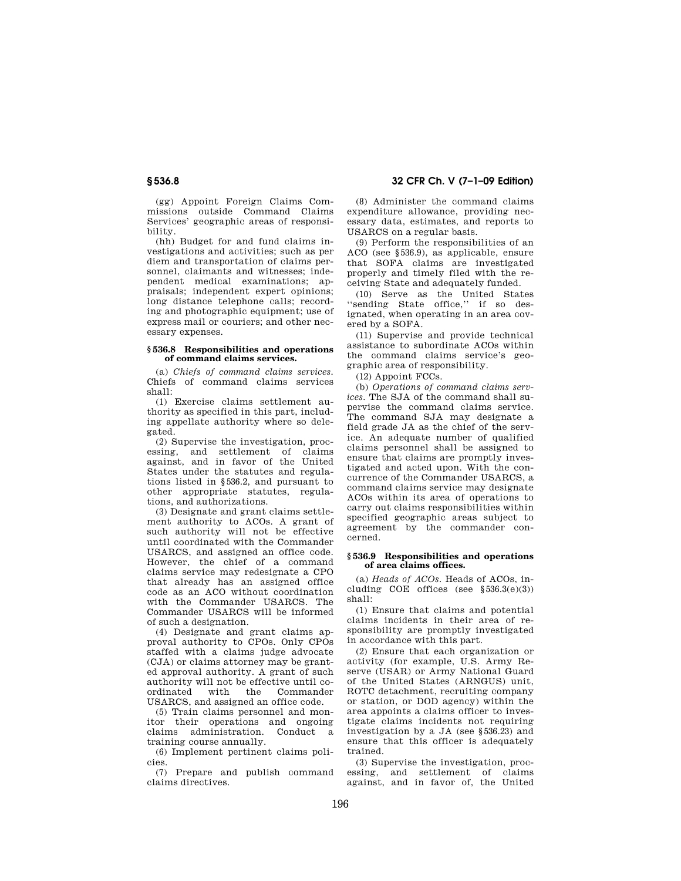(gg) Appoint Foreign Claims Commissions outside Command Claims Services' geographic areas of responsibility.

(hh) Budget for and fund claims investigations and activities; such as per diem and transportation of claims personnel, claimants and witnesses; independent medical examinations; appraisals; independent expert opinions; long distance telephone calls; recording and photographic equipment; use of express mail or couriers; and other necessary expenses.

### § 536.8 Responsibilities and operations of command claims services.

(a) *Chiefs of command claims services.* Chiefs of command claims services shall:

(1) Exercise claims settlement authority as specified in this part, including appellate authority where so delegated.

(2) Supervise the investigation, processing, and settlement of claims against, and in favor of the United States under the statutes and regulations listed in § 536.2, and pursuant to other appropriate statutes, regulations, and authorizations.

(3) Designate and grant claims settlement authority to ACOs. A grant of such authority will not be effective until coordinated with the Commander USARCS, and assigned an office code. However, the chief of a command claims service may redesignate a CPO that already has an assigned office code as an ACO without coordination with the Commander USARCS. The Commander USARCS will be informed of such a designation.

(4) Designate and grant claims approval authority to CPOs. Only CPOs staffed with a claims judge advocate (CJA) or claims attorney may be granted approval authority. A grant of such authority will not be effective until coordinated with the Commander USARCS, and assigned an office code.

(5) Train claims personnel and monitor their operations and ongoing claims administration. Conduct a training course annually.

(6) Implement pertinent claims policies.

(7) Prepare and publish command claims directives.

(8) Administer the command claims expenditure allowance, providing necessary data, estimates, and reports to USARCS on a regular basis.

(9) Perform the responsibilities of an ACO (see § 536.9), as applicable, ensure that SOFA claims are investigated properly and timely filed with the receiving State and adequately funded.

(10) Serve as the United States "sending State office," if so designated, when operating in an area covered by a SOFA.

(11) Supervise and provide technical assistance to subordinate ACOs within the command claims service's geographic area of responsibility.

(12) Appoint FCCs.

(b) *Operations of command claims services.* The SJA of the command shall supervise the command claims service. The command SJA may designate a field grade JA as the chief of the service. An adequate number of qualified claims personnel shall be assigned to ensure that claims are promptly investigated and acted upon. With the concurrence of the Commander USARCS, a command claims service may designate ACOs within its area of operations to carry out claims responsibilities within specified geographic areas subject to agreement by the commander concerned.

### § 536.9 Responsibilities and operations of area claims offices.

(a) *Heads of ACOs.* Heads of ACOs, including COE offices (see § 536.3(e)(3)) shall:

(1) Ensure that claims and potential claims incidents in their area of responsibility are promptly investigated in accordance with this part.

(2) Ensure that each organization or activity (for example, U.S. Army Reserve (USAR) or Army National Guard of the United States (ARNGUS) unit, ROTC detachment, recruiting company or station, or DOD agency) within the area appoints a claims officer to investigate claims incidents not requiring investigation by a JA (see § 536.23) and ensure that this officer is adequately trained.

(3) Supervise the investigation, processing, and settlement of claims against, and in favor of, the United